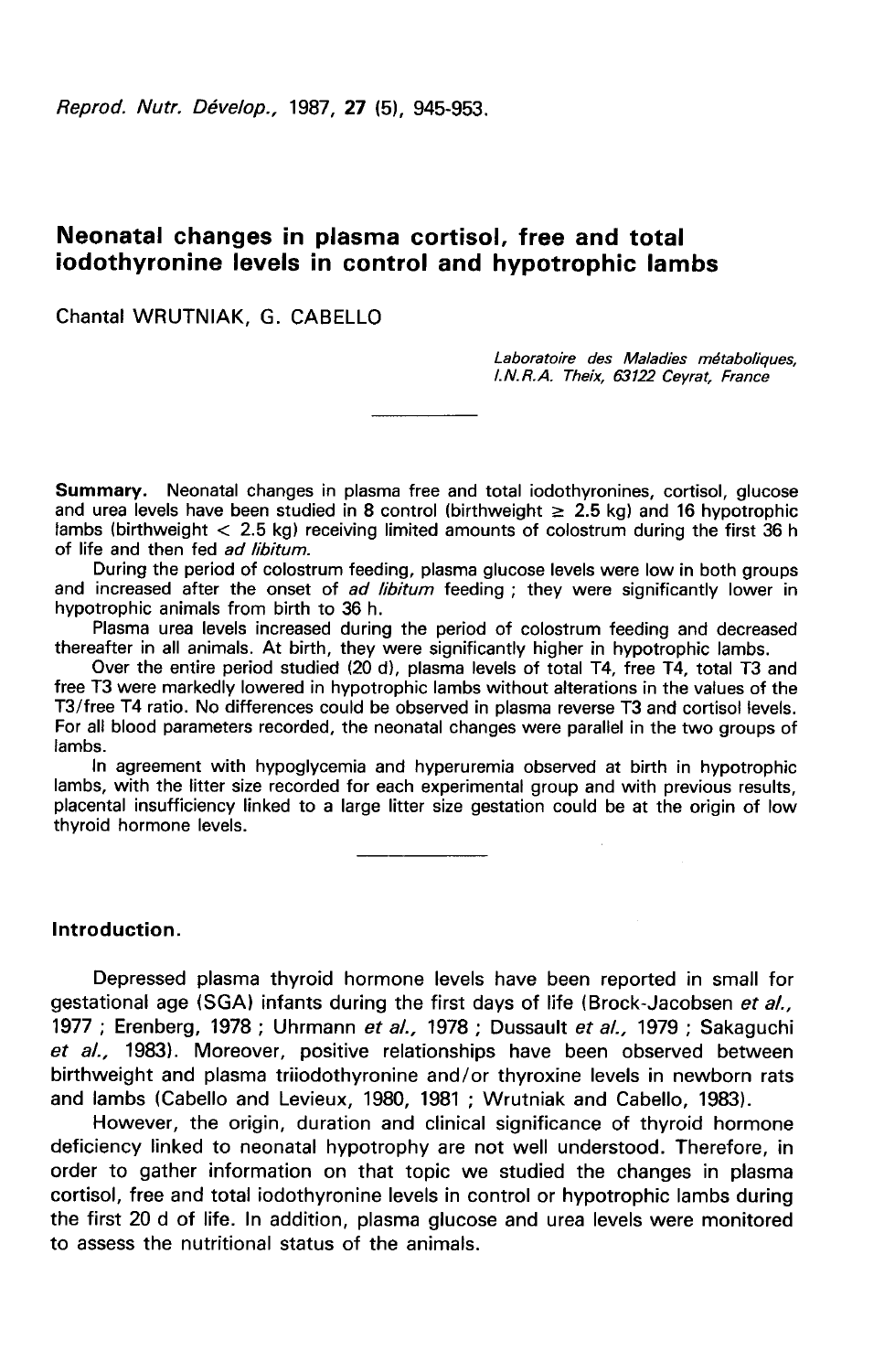# Neonatal changes in plasma cortisol, free and total iodothyronine levels in control and hypotrophic lambs

Chantal WRUTNIAK, G. CABELLO

*Laboratoire des Maladies métaboliques, I.N.R.A. Theix, 63122 Ceyrat, France*

---

**Summary.** Neonatal changes in plasma free and total iodothyronines, cortisol, glucose and urea levels have been studied in 8 control (birthweight $\geq$ 2.5 kg) and 16 hypotrophic lambs (birthweight $<$ 2.5 kg) receiving limited amounts of colostrum during the first 36 h of life and then fed *ad libitum*.

During the period of colostrum feeding, plasma glucose levels were low in both groups and increased after the onset of *ad libitum* feeding ; they were significantly lower in hypotrophic animals from birth to 36 h.

Plasma urea levels increased during the period of colostrum feeding and decreased thereafter in all animals. At birth, they were significantly higher in hypotrophic lambs.

Over the entire period studied (20 d), plasma levels of total T4, free T4, total T3 and free T3 were markedly lowered in hypotrophic lambs without alterations in the values of the T3/free T4 ratio. No differences could be observed in plasma reverse T3 and cortisol levels. For all blood parameters recorded, the neonatal changes were parallel in the two groups of lambs.

In agreement with hypoglycemia and hyperuremia observed at birth in hypotrophic lambs, with the litter size recorded for each experimental group and with previous results, placental insufficiency linked to a large litter size gestation could be at the origin of low thyroid hormone levels.

---

## Introduction.

Depressed plasma thyroid hormone levels have been reported in small for gestational age (SGA) infants during the first days of life (Brock-Jacobsen *et al.*, 1977 ; Erenberg, 1978 ; Uhrmann *et al.*, 1978 ; Dussault *et al.*, 1979 ; Sakaguchi *et al.*, 1983). Moreover, positive relationships have been observed between birthweight and plasma triiodothyronine and/or thyroxine levels in newborn rats and lambs (Cabello and Levieux, 1980, 1981 ; Wrutniak and Cabello, 1983).

However, the origin, duration and clinical significance of thyroid hormone deficiency linked to neonatal hypotrophy are not well understood. Therefore, in order to gather information on that topic we studied the changes in plasma cortisol, free and total iodothyronine levels in control or hypotrophic lambs during the first 20 d of life. In addition, plasma glucose and urea levels were monitored to assess the nutritional status of the animals.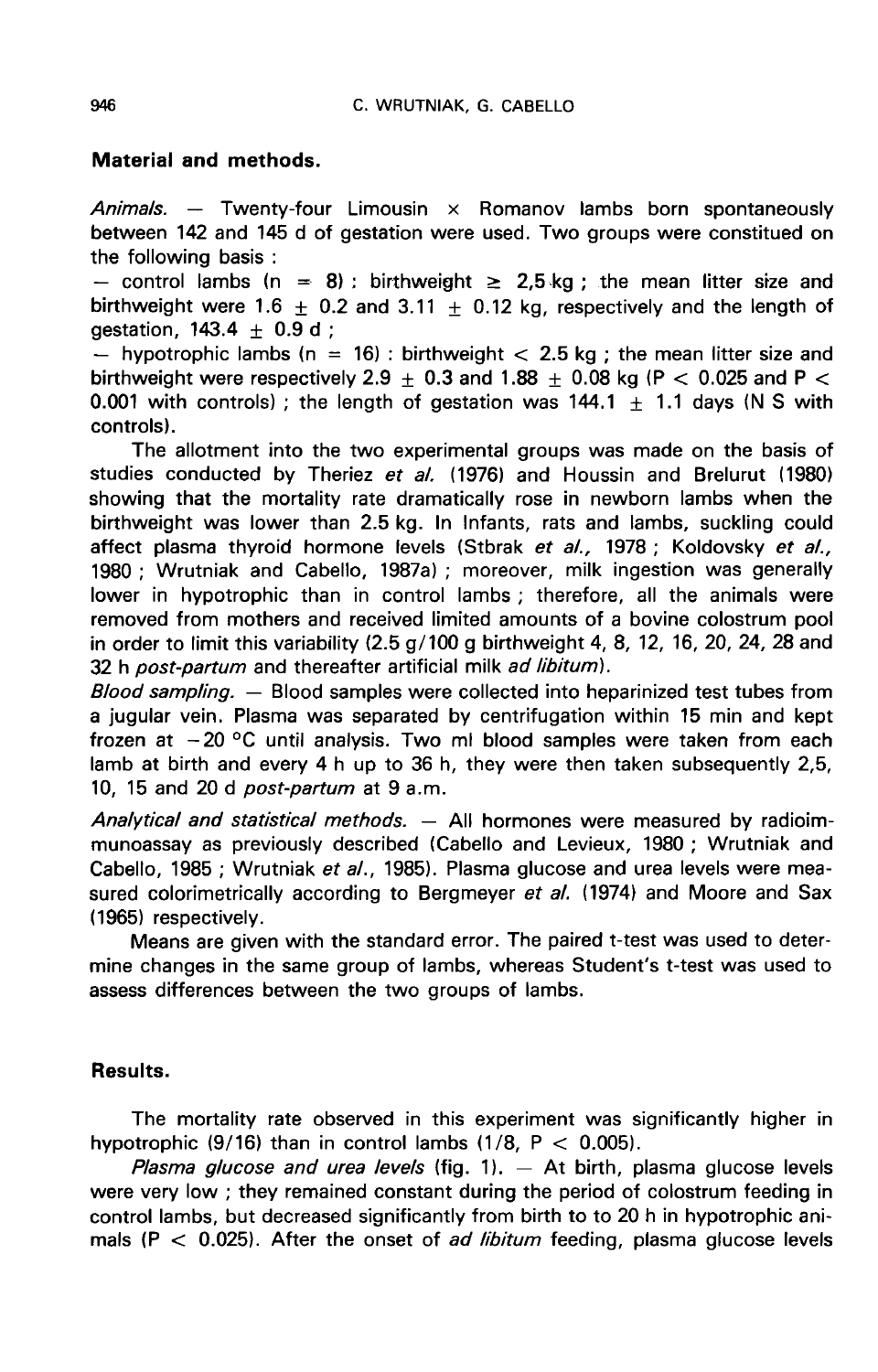## Material and methods.

*Animals.* — Twenty-four Limousin × Romanov lambs born spontaneously between 142 and 145 d of gestation were used. Two groups were constitued on the following basis :

— control lambs (n = 8) : birthweight ≥ 2,5 kg ; the mean litter size and birthweight were 1.6 ± 0.2 and 3.11 ± 0.12 kg, respectively and the length of gestation, 143.4 ± 0.9 d ;

— hypotrophic lambs (n = 16) : birthweight < 2.5 kg ; the mean litter size and birthweight were respectively 2.9 ± 0.3 and 1.88 ± 0.08 kg ($P < 0.025$ and $P < 0.001$ with controls) ; the length of gestation was 144.1 ± 1.1 days (N S with controls).

The allotment into the two experimental groups was made on the basis of studies conducted by Theriez *et al.* (1976) and Houssin and Brelurut (1980) showing that the mortality rate dramatically rose in newborn lambs when the birthweight was lower than 2.5 kg. In Infants, rats and lambs, suckling could affect plasma thyroid hormone levels (Stbrak *et al.*, 1978 ; Koldovsky *et al.*, 1980 ; Wrutniak and Cabello, 1987a) ; moreover, milk ingestion was generally lower in hypotrophic than in control lambs ; therefore, all the animals were removed from mothers and received limited amounts of a bovine colostrum pool in order to limit this variability (2.5 g/100 g birthweight 4, 8, 12, 16, 20, 24, 28 and 32 h *post-partum* and thereafter artificial milk *ad libitum*).

*Blood sampling.* — Blood samples were collected into heparinized test tubes from a jugular vein. Plasma was separated by centrifugation within 15 min and kept frozen at −20 °C until analysis. Two ml blood samples were taken from each lamb at birth and every 4 h up to 36 h, they were then taken subsequently 2,5, 10, 15 and 20 d *post-partum* at 9 a.m.

*Analytical and statistical methods.* — All hormones were measured by radioimmunoassay as previously described (Cabello and Levieux, 1980 ; Wrutniak and Cabello, 1985 ; Wrutniak *et al.*, 1985). Plasma glucose and urea levels were measured colorimetrically according to Bergmeyer *et al.* (1974) and Moore and Sax (1965) respectively.

Means are given with the standard error. The paired t-test was used to determine changes in the same group of lambs, whereas Student's t-test was used to assess differences between the two groups of lambs.

## Results.

The mortality rate observed in this experiment was significantly higher in hypotrophic (9/16) than in control lambs (1/8, $P < 0.005$).

*Plasma glucose and urea levels* (fig. 1). — At birth, plasma glucose levels were very low ; they remained constant during the period of colostrum feeding in control lambs, but decreased significantly from birth to to 20 h in hypotrophic animals ($P < 0.025$). After the onset of *ad libitum* feeding, plasma glucose levels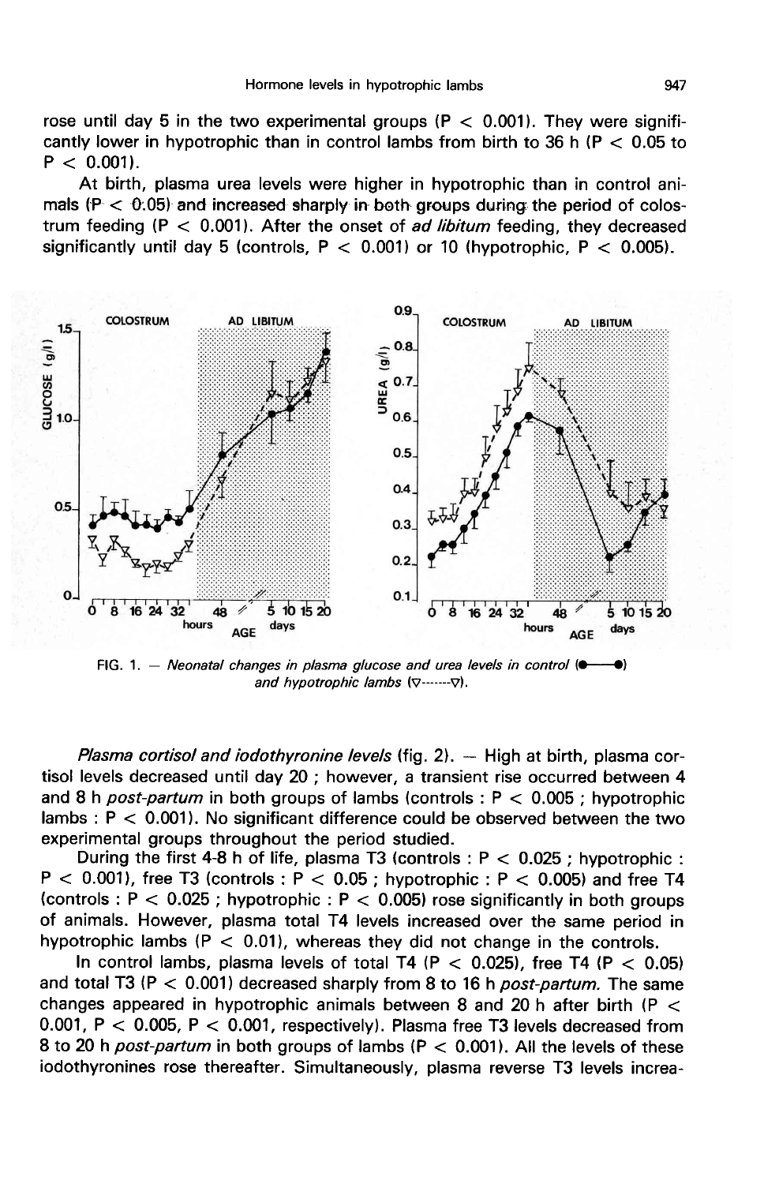rose until day 5 in the two experimental groups ($P < 0.001$). They were significantly lower in hypotrophic than in control lambs from birth to 36 h ($P < 0.05$ to $P < 0.001$).

At birth, plasma urea levels were higher in hypotrophic than in control animals ($P < 0.05$) and increased sharply in both groups during the period of colostrum feeding ($P < 0.001$). After the onset of *ad libitum* feeding, they decreased significantly until day 5 (controls, $P < 0.001$) or 10 (hypotrophic, $P < 0.005$).

FIG. 1. — *Neonatal changes in plasma glucose and urea levels in control* (●——●) *and hypotrophic lambs* (▽-------▽).

*Plasma cortisol and iodothyronine levels* (fig. 2). — High at birth, plasma cortisol levels decreased until day 20 ; however, a transient rise occurred between 4 and 8 h *post-partum* in both groups of lambs (controls : $P < 0.005$ ; hypotrophic lambs : $P < 0.001$). No significant difference could be observed between the two experimental groups throughout the period studied.

During the first 4-8 h of life, plasma T3 (controls : $P < 0.025$ ; hypotrophic : $P < 0.001$), free T3 (controls : $P < 0.05$ ; hypotrophic : $P < 0.005$) and free T4 (controls : $P < 0.025$ ; hypotrophic : $P < 0.005$) rose significantly in both groups of animals. However, plasma total T4 levels increased over the same period in hypotrophic lambs ($P < 0.01$), whereas they did not change in the controls.

In control lambs, plasma levels of total T4 ($P < 0.025$), free T4 ($P < 0.05$) and total T3 ($P < 0.001$) decreased sharply from 8 to 16 h *post-partum.* The same changes appeared in hypotrophic animals between 8 and 20 h after birth ($P < 0.001$, $P < 0.005$, $P < 0.001$, respectively). Plasma free T3 levels decreased from 8 to 20 h *post-partum* in both groups of lambs ($P < 0.001$). All the levels of these iodothyronines rose thereafter. Simultaneously, plasma reverse T3 levels increa-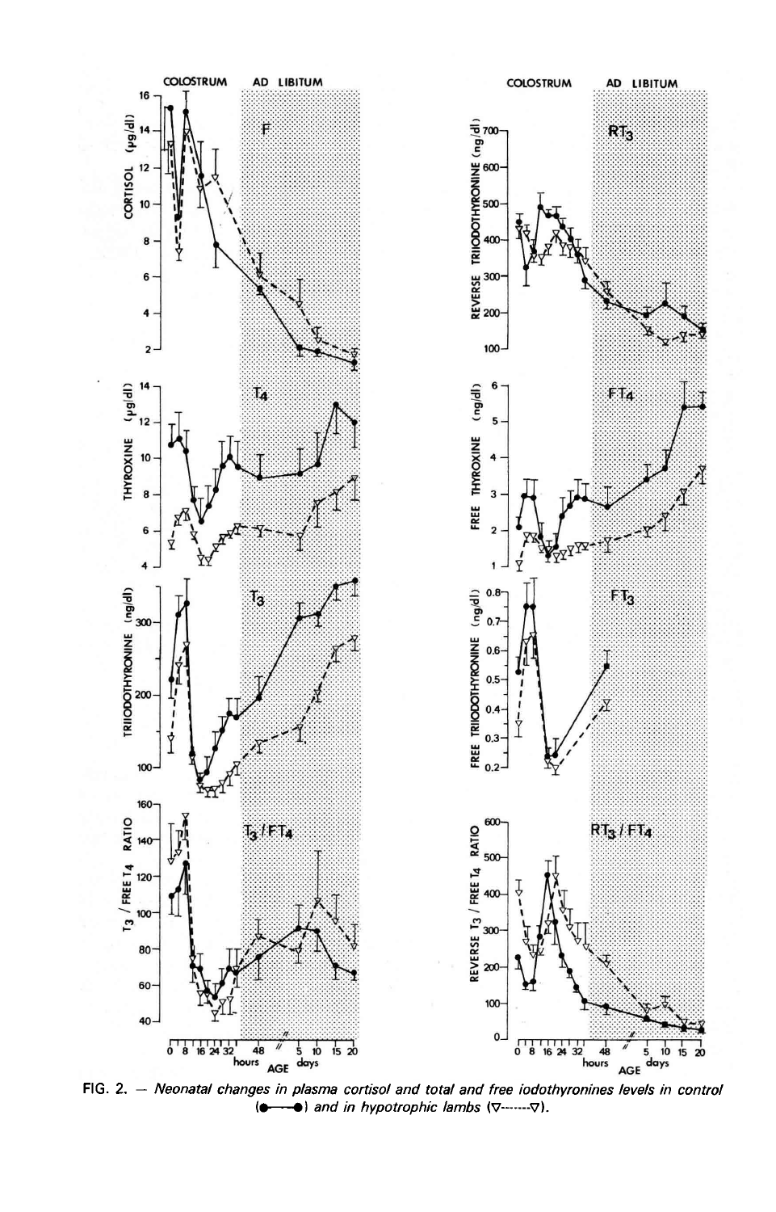FIG. 2. — *Neonatal changes in plasma cortisol and total and free iodothyronines levels in control (●——●) and in hypotrophic lambs (▽-------▽).*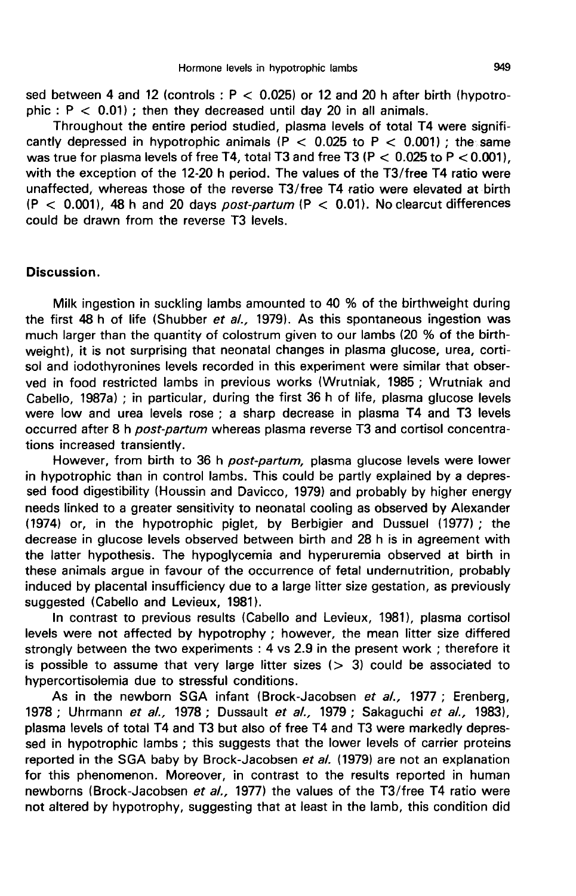sed between 4 and 12 (controls : $P < 0.025$) or 12 and 20 h after birth (hypotrophic : $P < 0.01$) ; then they decreased until day 20 in all animals.

Throughout the entire period studied, plasma levels of total T4 were significantly depressed in hypotrophic animals ($P < 0.025$ to $P < 0.001$) ; the same was true for plasma levels of free T4, total T3 and free T3 ($P < 0.025$ to $P < 0.001$), with the exception of the 12-20 h period. The values of the T3/free T4 ratio were unaffected, whereas those of the reverse T3/free T4 ratio were elevated at birth ($P < 0.001$), 48 h and 20 days *post-partum* ($P < 0.01$). No clearcut differences could be drawn from the reverse T3 levels.

## Discussion.

Milk ingestion in suckling lambs amounted to 40 % of the birthweight during the first 48 h of life (Shubber *et al.,* 1979). As this spontaneous ingestion was much larger than the quantity of colostrum given to our lambs (20 % of the birthweight), it is not surprising that neonatal changes in plasma glucose, urea, cortisol and iodothyronines levels recorded in this experiment were similar that observed in food restricted lambs in previous works (Wrutniak, 1985 ; Wrutniak and Cabello, 1987a) ; in particular, during the first 36 h of life, plasma glucose levels were low and urea levels rose ; a sharp decrease in plasma T4 and T3 levels occurred after 8 h *post-partum* whereas plasma reverse T3 and cortisol concentrations increased transiently.

However, from birth to 36 h *post-partum,* plasma glucose levels were lower in hypotrophic than in control lambs. This could be partly explained by a depressed food digestibility (Houssin and Davicco, 1979) and probably by higher energy needs linked to a greater sensitivity to neonatal cooling as observed by Alexander (1974) or, in the hypotrophic piglet, by Berbigier and Dussuel (1977) ; the decrease in glucose levels observed between birth and 28 h is in agreement with the latter hypothesis. The hypoglycemia and hyperuremia observed at birth in these animals argue in favour of the occurrence of fetal undernutrition, probably induced by placental insufficiency due to a large litter size gestation, as previously suggested (Cabello and Levieux, 1981).

In contrast to previous results (Cabello and Levieux, 1981), plasma cortisol levels were not affected by hypotrophy ; however, the mean litter size differed strongly between the two experiments : 4 vs 2.9 in the present work ; therefore it is possible to assume that very large litter sizes (> 3) could be associated to hypercortisolemia due to stressful conditions.

As in the newborn SGA infant (Brock-Jacobsen *et al.,* 1977 ; Erenberg, 1978 ; Uhrmann *et al.,* 1978 ; Dussault *et al.,* 1979 ; Sakaguchi *et al.,* 1983), plasma levels of total T4 and T3 but also of free T4 and T3 were markedly depressed in hypotrophic lambs ; this suggests that the lower levels of carrier proteins reported in the SGA baby by Brock-Jacobsen *et al.* (1979) are not an explanation for this phenomenon. Moreover, in contrast to the results reported in human newborns (Brock-Jacobsen *et al.,* 1977) the values of the T3/free T4 ratio were not altered by hypotrophy, suggesting that at least in the lamb, this condition did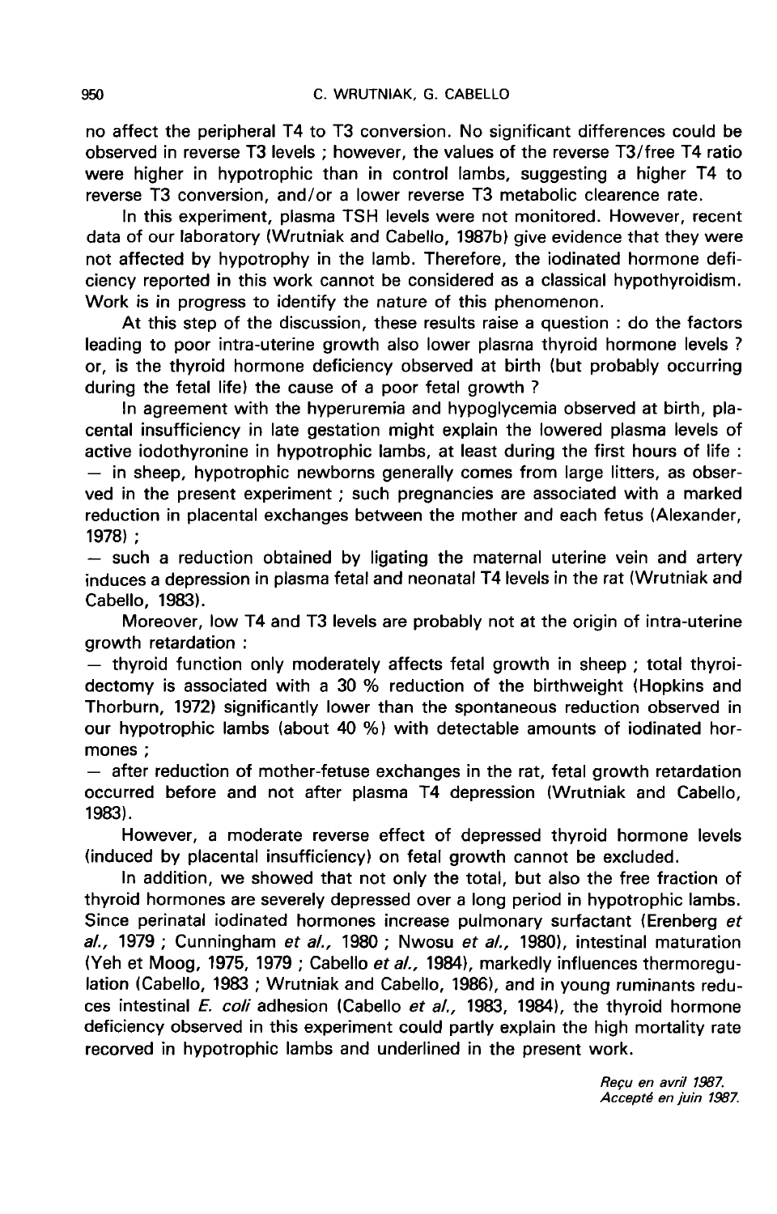no affect the peripheral T4 to T3 conversion. No significant differences could be observed in reverse T3 levels ; however, the values of the reverse T3/free T4 ratio were higher in hypotrophic than in control lambs, suggesting a higher T4 to reverse T3 conversion, and/or a lower reverse T3 metabolic clearence rate.

In this experiment, plasma TSH levels were not monitored. However, recent data of our laboratory (Wrutniak and Cabello, 1987b) give evidence that they were not affected by hypotrophy in the lamb. Therefore, the iodinated hormone deficiency reported in this work cannot be considered as a classical hypothyroidism. Work is in progress to identify the nature of this phenomenon.

At this step of the discussion, these results raise a question : do the factors leading to poor intra-uterine growth also lower plasma thyroid hormone levels ? or, is the thyroid hormone deficiency observed at birth (but probably occurring during the fetal life) the cause of a poor fetal growth ?

In agreement with the hyperuremia and hypoglycemia observed at birth, placental insufficiency in late gestation might explain the lowered plasma levels of active iodothyronine in hypotrophic lambs, at least during the first hours of life :

— in sheep, hypotrophic newborns generally comes from large litters, as observed in the present experiment ; such pregnancies are associated with a marked reduction in placental exchanges between the mother and each fetus (Alexander, 1978) ;

— such a reduction obtained by ligating the maternal uterine vein and artery induces a depression in plasma fetal and neonatal T4 levels in the rat (Wrutniak and Cabello, 1983).

Moreover, low T4 and T3 levels are probably not at the origin of intra-uterine growth retardation :

— thyroid function only moderately affects fetal growth in sheep ; total thyroidectomy is associated with a 30 % reduction of the birthweight (Hopkins and Thorburn, 1972) significantly lower than the spontaneous reduction observed in our hypotrophic lambs (about 40 %) with detectable amounts of iodinated hormones ;

— after reduction of mother-fetuse exchanges in the rat, fetal growth retardation occurred before and not after plasma T4 depression (Wrutniak and Cabello, 1983).

However, a moderate reverse effect of depressed thyroid hormone levels (induced by placental insufficiency) on fetal growth cannot be excluded.

In addition, we showed that not only the total, but also the free fraction of thyroid hormones are severely depressed over a long period in hypotrophic lambs. Since perinatal iodinated hormones increase pulmonary surfactant (Erenberg *et al.*, 1979 ; Cunningham *et al.*, 1980 ; Nwosu *et al.*, 1980), intestinal maturation (Yeh et Moog, 1975, 1979 ; Cabello *et al.*, 1984), markedly influences thermoregulation (Cabello, 1983 ; Wrutniak and Cabello, 1986), and in young ruminants reduces intestinal *E. coli* adhesion (Cabello *et al.*, 1983, 1984), the thyroid hormone deficiency observed in this experiment could partly explain the high mortality rate recorved in hypotrophic lambs and underlined in the present work.

*Reçu en avril 1987.*
*Accepté en juin 1987.*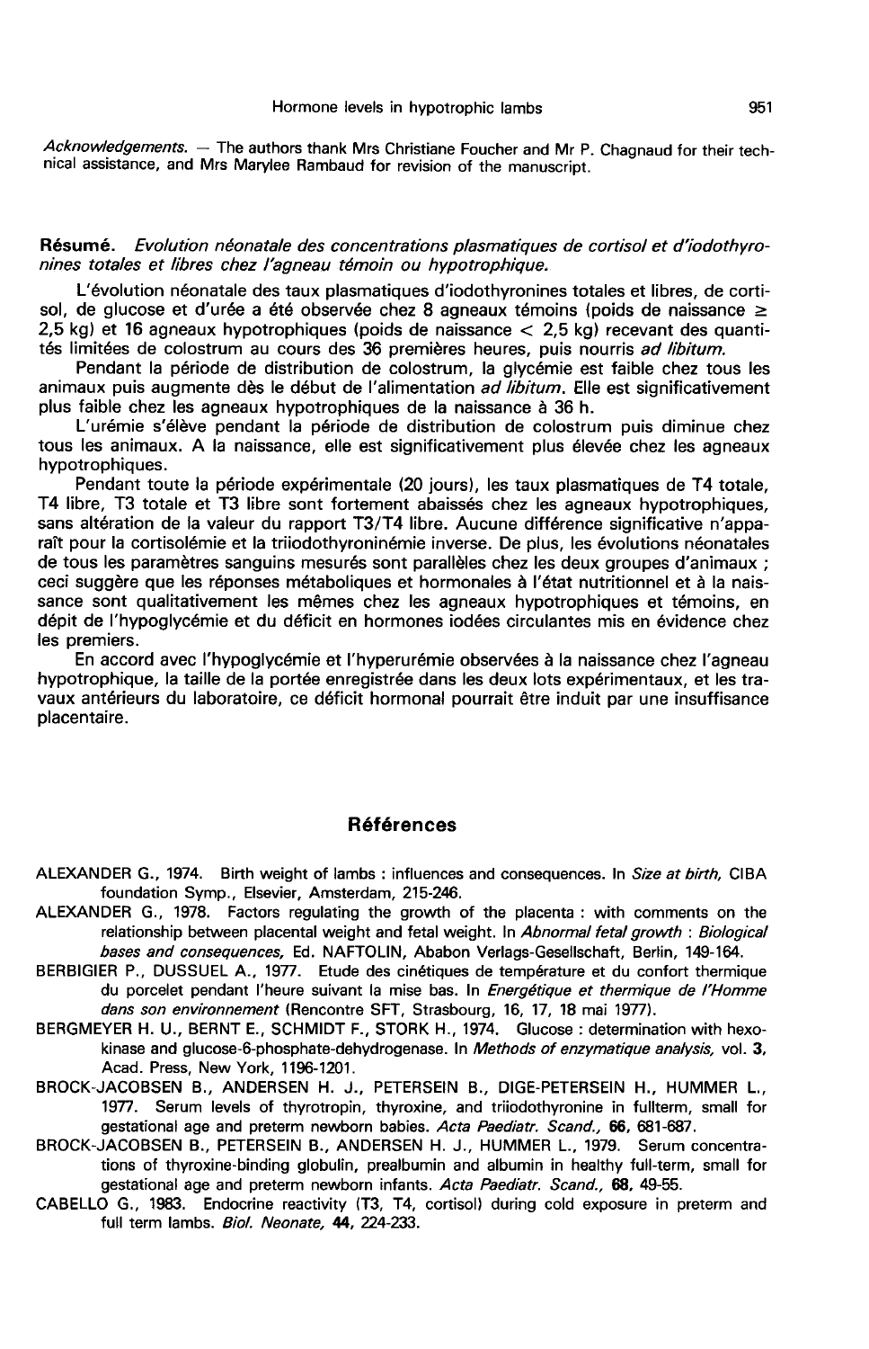*Acknowledgements.* — The authors thank Mrs Christiane Foucher and Mr P. Chagnaud for their technical assistance, and Mrs Marylee Rambaud for revision of the manuscript.

**Résumé.** *Evolution néonatale des concentrations plasmatiques de cortisol et d'iodothyronines totales et libres chez l'agneau témoin ou hypotrophique.*

L'évolution néonatale des taux plasmatiques d'iodothyronines totales et libres, de cortisol, de glucose et d'urée a été observée chez 8 agneaux témoins (poids de naissance ≥ 2,5 kg) et 16 agneaux hypotrophiques (poids de naissance < 2,5 kg) recevant des quantités limitées de colostrum au cours des 36 premières heures, puis nourris *ad libitum.*

Pendant la période de distribution de colostrum, la glycémie est faible chez tous les animaux puis augmente dès le début de l'alimentation *ad libitum.* Elle est significativement plus faible chez les agneaux hypotrophiques de la naissance à 36 h.

L'urémie s'élève pendant la période de distribution de colostrum puis diminue chez tous les animaux. A la naissance, elle est significativement plus élevée chez les agneaux hypotrophiques.

Pendant toute la période expérimentale (20 jours), les taux plasmatiques de T4 totale, T4 libre, T3 totale et T3 libre sont fortement abaissés chez les agneaux hypotrophiques, sans altération de la valeur du rapport T3/T4 libre. Aucune différence significative n'apparaît pour la cortisolémie et la triiodothyroninémie inverse. De plus, les évolutions néonatales de tous les paramètres sanguins mesurés sont parallèles chez les deux groupes d'animaux ; ceci suggère que les réponses métaboliques et hormonales à l'état nutritionnel et à la naissance sont qualitativement les mêmes chez les agneaux hypotrophiques et témoins, en dépit de l'hypoglycémie et du déficit en hormones iodées circulantes mis en évidence chez les premiers.

En accord avec l'hypoglycémie et l'hyperurémie observées à la naissance chez l'agneau hypotrophique, la taille de la portée enregistrée dans les deux lots expérimentaux, et les travaux antérieurs du laboratoire, ce déficit hormonal pourrait être induit par une insuffisance placentaire.

## Références

ALEXANDER G., 1974. Birth weight of lambs : influences and consequences. In *Size at birth,* CIBA foundation Symp., Elsevier, Amsterdam, 215-246.

ALEXANDER G., 1978. Factors regulating the growth of the placenta : with comments on the relationship between placental weight and fetal weight. In *Abnormal fetal growth : Biological bases and consequences,* Ed. NAFTOLIN, Ababon Verlags-Gesellschaft, Berlin, 149-164.

BERBIGIER P., DUSSUEL A., 1977. Etude des cinétiques de température et du confort thermique du porcelet pendant l'heure suivant la mise bas. In *Energétique et thermique de l'Homme dans son environnement* (Rencontre SFT, Strasbourg, 16, 17, 18 mai 1977).

BERGMEYER H. U., BERNT E., SCHMIDT F., STORK H., 1974. Glucose : determination with hexokinase and glucose-6-phosphate-dehydrogenase. In *Methods of enzymatique analysis,* vol. **3**, Acad. Press, New York, 1196-1201.

BROCK-JACOBSEN B., ANDERSEN H. J., PETERSEIN B., DIGE-PETERSEIN H., HUMMER L., 1977. Serum levels of thyrotropin, thyroxine, and triiodothyronine in fullterm, small for gestational age and preterm newborn babies. *Acta Paediatr. Scand.,* **66**, 681-687.

BROCK-JACOBSEN B., PETERSEIN B., ANDERSEN H. J., HUMMER L., 1979. Serum concentrations of thyroxine-binding globulin, prealbumin and albumin in healthy full-term, small for gestational age and preterm newborn infants. *Acta Paediatr. Scand.,* **68**, 49-55.

CABELLO G., 1983. Endocrine reactivity (T3, T4, cortisol) during cold exposure in preterm and full term lambs. *Biol. Neonate,* **44**, 224-233.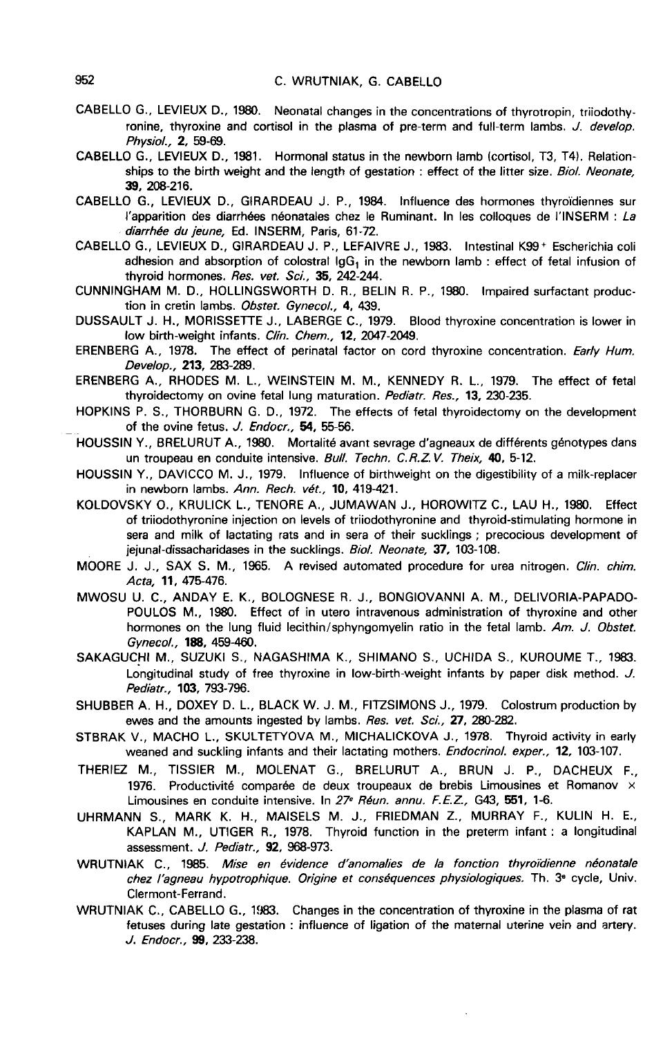CABELLO G., LEVIEUX D., 1980. Neonatal changes in the concentrations of thyrotropin, triiodothyronine, thyroxine and cortisol in the plasma of pre-term and full-term lambs. *J. develop. Physiol.*, **2**, 59-69.

CABELLO G., LEVIEUX D., 1981. Hormonal status in the newborn lamb (cortisol, T3, T4). Relationships to the birth weight and the length of gestation : effect of the litter size. *Biol. Neonate*, **39**, 208-216.

CABELLO G., LEVIEUX D., GIRARDEAU J. P., 1984. Influence des hormones thyroïdiennes sur l'apparition des diarrhées néonatales chez le Ruminant. In les colloques de l'INSERM : *La diarrhée du jeune*, Ed. INSERM, Paris, 61-72.

CABELLO G., LEVIEUX D., GIRARDEAU J. P., LEFAIVRE J., 1983. Intestinal K99$^+$ Escherichia coli adhesion and absorption of colostral $IgG_1$ in the newborn lamb : effect of fetal infusion of thyroid hormones. *Res. vet. Sci.*, **35**, 242-244.

CUNNINGHAM M. D., HOLLINGSWORTH D. R., BELIN R. P., 1980. Impaired surfactant production in cretin lambs. *Obstet. Gynecol.*, **4**, 439.

DUSSAULT J. H., MORISSETTE J., LABERGE C., 1979. Blood thyroxine concentration is lower in low birth-weight infants. *Clin. Chem.*, **12**, 2047-2049.

ERENBERG A., 1978. The effect of perinatal factor on cord thyroxine concentration. *Early Hum. Develop.*, **213**, 283-289.

ERENBERG A., RHODES M. L., WEINSTEIN M. M., KENNEDY R. L., 1979. The effect of fetal thyroidectomy on ovine fetal lung maturation. *Pediatr. Res.*, **13**, 230-235.

HOPKINS P. S., THORBURN G. D., 1972. The effects of fetal thyroidectomy on the development of the ovine fetus. *J. Endocr.*, **54**, 55-56.

HOUSSIN Y., BRELURUT A., 1980. Mortalité avant sevrage d'agneaux de différents génotypes dans un troupeau en conduite intensive. *Bull. Techn. C.R.Z.V. Theix*, **40**, 5-12.

HOUSSIN Y., DAVICCO M. J., 1979. Influence of birthweight on the digestibility of a milk-replacer in newborn lambs. *Ann. Rech. vét.*, **10**, 419-421.

KOLDOVSKY O., KRULICK L., TENORE A., JUMAWAN J., HOROWITZ C., LAU H., 1980. Effect of triiodothyronine injection on levels of triiodothyronine and thyroid-stimulating hormone in sera and milk of lactating rats and in sera of their sucklings ; precocious development of jejunal-dissacharidases in the sucklings. *Biol. Neonate*, **37**, 103-108.

MOORE J. J., SAX S. M., 1965. A revised automated procedure for urea nitrogen. *Clin. chim. Acta*, **11**, 475-476.

MWOSU U. C., ANDAY E. K., BOLOGNESE R. J., BONGIOVANNI A. M., DELIVORIA-PAPADOPOULOS M., 1980. Effect of in utero intravenous administration of thyroxine and other hormones on the lung fluid lecithin/sphyngomyelin ratio in the fetal lamb. *Am. J. Obstet. Gynecol.*, **188**, 459-460.

SAKAGUCHI M., SUZUKI S., NAGASHIMA K., SHIMANO S., UCHIDA S., KUROUME T., 1983. Longitudinal study of free thyroxine in low-birth-weight infants by paper disk method. *J. Pediatr.*, **103**, 793-796.

SHUBBER A. H., DOXEY D. L., BLACK W. J. M., FITZSIMONS J., 1979. Colostrum production by ewes and the amounts ingested by lambs. *Res. vet. Sci.*, **27**, 280-282.

STBRAK V., MACHO L., SKULTETYOVA M., MICHALICKOVA J., 1978. Thyroid activity in early weaned and suckling infants and their lactating mothers. *Endocrinol. exper.*, **12**, 103-107.

THERIEZ M., TISSIER M., MOLENAT G., BRELURUT A., BRUN J. P., DACHEUX F., 1976. Productivité comparée de deux troupeaux de brebis Limousines et Romanov × Limousines en conduite intensive. In *27e Réun. annu. F.E.Z.*, G43, **551**, 1-6.

UHRMANN S., MARK K. H., MAISELS M. J., FRIEDMAN Z., MURRAY F., KULIN H. E., KAPLAN M., UTIGER R., 1978. Thyroid function in the preterm infant : a longitudinal assessment. *J. Pediatr.*, **92**, 968-973.

WRUTNIAK C., 1985. *Mise en évidence d'anomalies de la fonction thyroïdienne néonatale chez l'agneau hypotrophique. Origine et conséquences physiologiques.* Th. 3e cycle, Univ. Clermont-Ferrand.

WRUTNIAK C., CABELLO G., 1983. Changes in the concentration of thyroxine in the plasma of rat fetuses during late gestation : influence of ligation of the maternal uterine vein and artery. *J. Endocr.*, **99**, 233-238.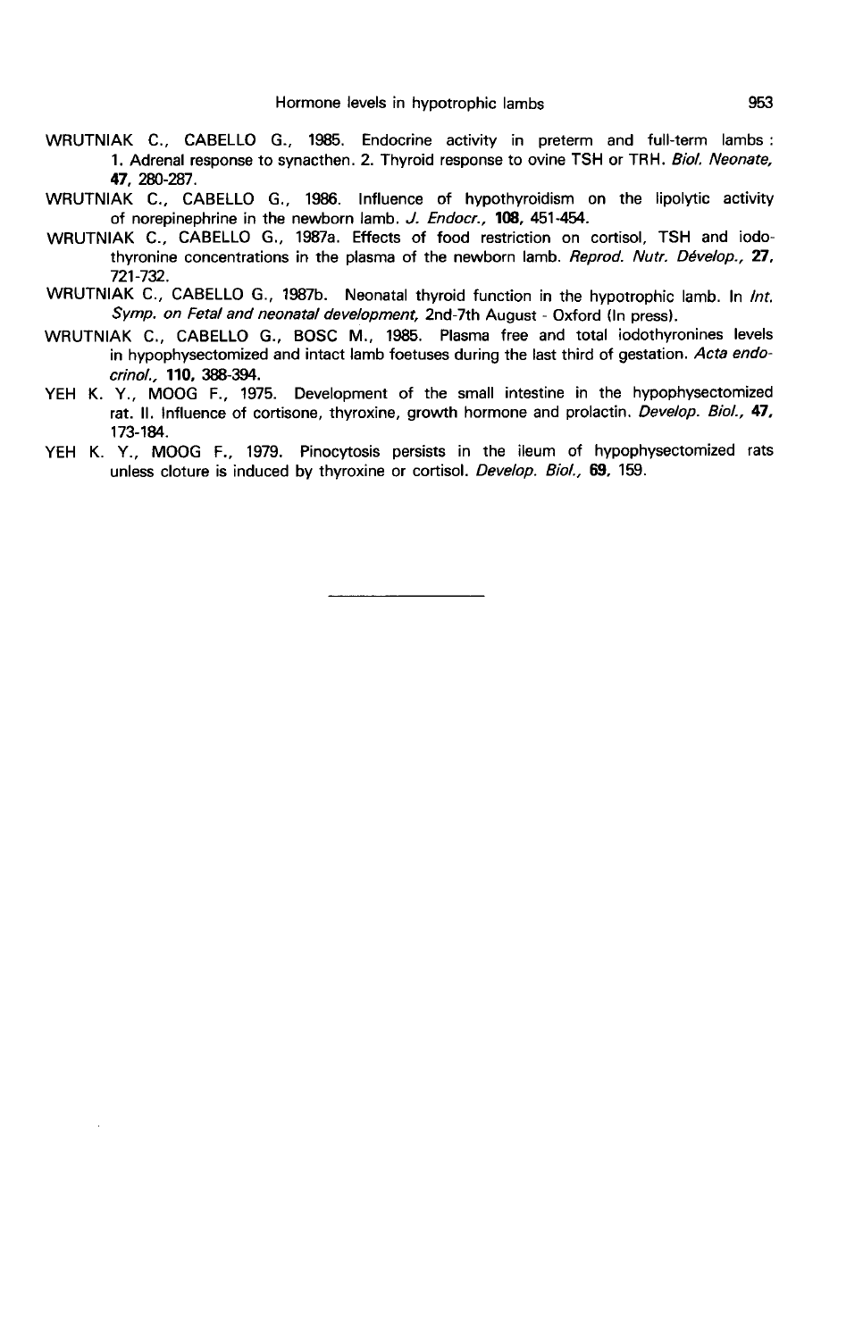WRUTNIAK C., CABELLO G., 1985. Endocrine activity in preterm and full-term lambs : 1. Adrenal response to synacthen. 2. Thyroid response to ovine TSH or TRH. *Biol. Neonate*, **47**, 280-287.

WRUTNIAK C., CABELLO G., 1986. Influence of hypothyroidism on the lipolytic activity of norepinephrine in the newborn lamb. *J. Endocr.*, **108**, 451-454.

WRUTNIAK C., CABELLO G., 1987a. Effects of food restriction on cortisol, TSH and iodothyronine concentrations in the plasma of the newborn lamb. *Reprod. Nutr. Dévelop.*, **27**, 721-732.

WRUTNIAK C., CABELLO G., 1987b. Neonatal thyroid function in the hypotrophic lamb. In *Int. Symp. on Fetal and neonatal development*, 2nd-7th August - Oxford (In press).

WRUTNIAK C., CABELLO G., BOSC M., 1985. Plasma free and total iodothyronines levels in hypophysectomized and intact lamb foetuses during the last third of gestation. *Acta endocrinol.*, **110**, 388-394.

YEH K. Y., MOOG F., 1975. Development of the small intestine in the hypophysectomized rat. II. Influence of cortisone, thyroxine, growth hormone and prolactin. *Develop. Biol.*, **47**, 173-184.

YEH K. Y., MOOG F., 1979. Pinocytosis persists in the ileum of hypophysectomized rats unless cloture is induced by thyroxine or cortisol. *Develop. Biol.*, **69**, 159.